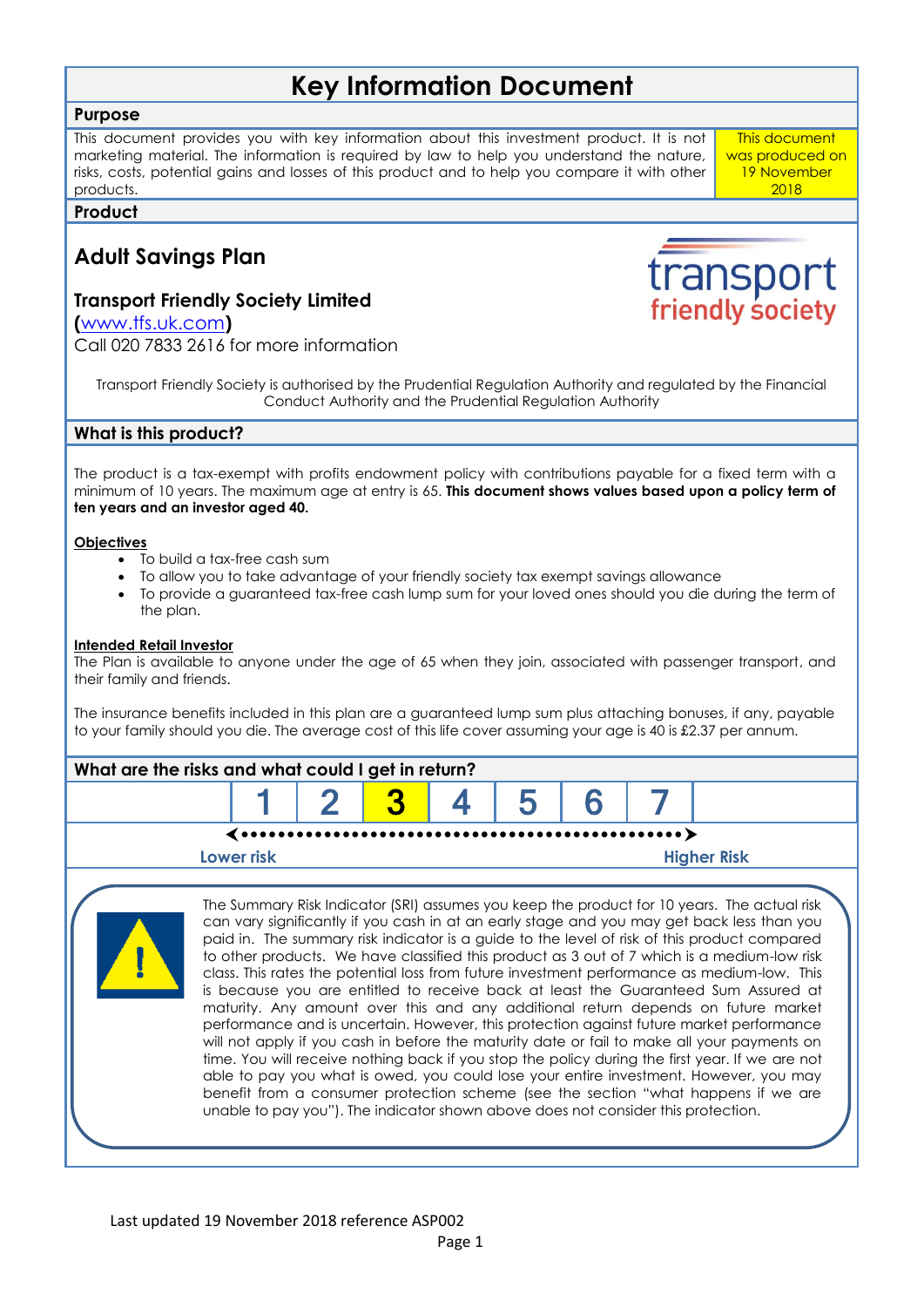# Key Information Document

## Purpose

This document provides you with key information about this investment product. It is not marketing material. The information is required by law to help you understand the nature, risks, costs, potential gains and losses of this product and to help you compare it with other products.

This document was produced on 19 November 2018

## Product

### Adult Savings Plan

**Transport Friendly Society Limited**
**(**[www.tfs.uk.com](http://www.tfs.uk.com)**)**
Call 020 7833 2616 for more information

transport friendly society

Transport Friendly Society is authorised by the Prudential Regulation Authority and regulated by the Financial Conduct Authority and the Prudential Regulation Authority

## What is this product?

The product is a tax-exempt with profits endowment policy with contributions payable for a fixed term with a minimum of 10 years. The maximum age at entry is 65. **This document shows values based upon a policy term of ten years and an investor aged 40.**

**Objectives**

- To build a tax-free cash sum
- To allow you to take advantage of your friendly society tax exempt savings allowance
- To provide a guaranteed tax-free cash lump sum for your loved ones should you die during the term of the plan.

**Intended Retail Investor**

The Plan is available to anyone under the age of 65 when they join, associated with passenger transport, and their family and friends.

The insurance benefits included in this plan are a guaranteed lump sum plus attaching bonuses, if any, payable to your family should you die. The average cost of this life cover assuming your age is 40 is £2.37 per annum.

## What are the risks and what could I get in return?

| 1 | 2 | **3** | 4 | 5 | 6 | 7 |
|---|---|---|---|---|---|---|

Lower risk ◄ ► Higher Risk

The Summary Risk Indicator (SRI) assumes you keep the product for 10 years. The actual risk can vary significantly if you cash in at an early stage and you may get back less than you paid in. The summary risk indicator is a guide to the level of risk of this product compared to other products. We have classified this product as 3 out of 7 which is a medium-low risk class. This rates the potential loss from future investment performance as medium-low. This is because you are entitled to receive back at least the Guaranteed Sum Assured at maturity. Any amount over this and any additional return depends on future market performance and is uncertain. However, this protection against future market performance will not apply if you cash in before the maturity date or fail to make all your payments on time. You will receive nothing back if you stop the policy during the first year. If we are not able to pay you what is owed, you could lose your entire investment. However, you may benefit from a consumer protection scheme (see the section "what happens if we are unable to pay you"). The indicator shown above does not consider this protection.

Last updated 19 November 2018 reference ASP002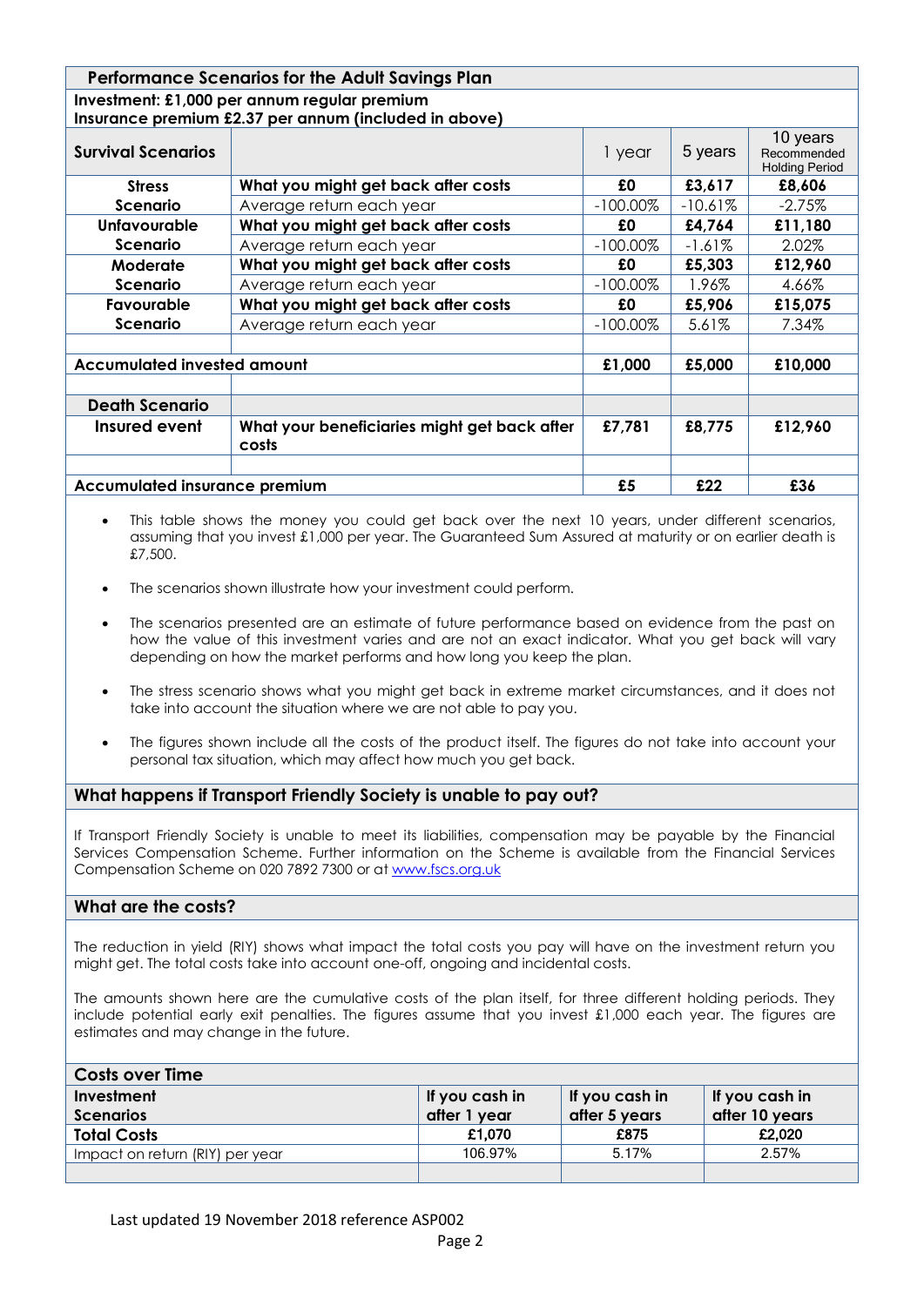## Performance Scenarios for the Adult Savings Plan

**Investment: £1,000 per annum regular premium**
**Insurance premium £2.37 per annum (included in above)**

| Survival Scenarios | | 1 year | 5 years | 10 years Recommended Holding Period |
|---|---|---|---|---|
| **Stress Scenario** | **What you might get back after costs** | **£0** | **£3,617** | **£8,606** |
| | Average return each year | -100.00% | -10.61% | -2.75% |
| **Unfavourable Scenario** | **What you might get back after costs** | **£0** | **£4,764** | **£11,180** |
| | Average return each year | -100.00% | -1.61% | 2.02% |
| **Moderate Scenario** | **What you might get back after costs** | **£0** | **£5,303** | **£12,960** |
| | Average return each year | -100.00% | 1.96% | 4.66% |
| **Favourable Scenario** | **What you might get back after costs** | **£0** | **£5,906** | **£15,075** |
| | Average return each year | -100.00% | 5.61% | 7.34% |
| | | | | |
| **Accumulated invested amount** | | **£1,000** | **£5,000** | **£10,000** |
| | | | | |
| **Death Scenario** | | | | |
| **Insured event** | **What your beneficiaries might get back after costs** | **£7,781** | **£8,775** | **£12,960** |
| | | | | |
| **Accumulated insurance premium** | | **£5** | **£22** | **£36** |

- This table shows the money you could get back over the next 10 years, under different scenarios, assuming that you invest £1,000 per year. The Guaranteed Sum Assured at maturity or on earlier death is £7,500.
- The scenarios shown illustrate how your investment could perform.
- The scenarios presented are an estimate of future performance based on evidence from the past on how the value of this investment varies and are not an exact indicator. What you get back will vary depending on how the market performs and how long you keep the plan.
- The stress scenario shows what you might get back in extreme market circumstances, and it does not take into account the situation where we are not able to pay you.
- The figures shown include all the costs of the product itself. The figures do not take into account your personal tax situation, which may affect how much you get back.

## What happens if Transport Friendly Society is unable to pay out?

If Transport Friendly Society is unable to meet its liabilities, compensation may be payable by the Financial Services Compensation Scheme. Further information on the Scheme is available from the Financial Services Compensation Scheme on 020 7892 7300 or at www.fscs.org.uk

## What are the costs?

The reduction in yield (RIY) shows what impact the total costs you pay will have on the investment return you might get. The total costs take into account one-off, ongoing and incidental costs.

The amounts shown here are the cumulative costs of the plan itself, for three different holding periods. They include potential early exit penalties. The figures assume that you invest £1,000 each year. The figures are estimates and may change in the future.

**Costs over Time**

| Investment Scenarios | If you cash in after 1 year | If you cash in after 5 years | If you cash in after 10 years |
|---|---|---|---|
| **Total Costs** | £1,070 | £875 | £2,020 |
| Impact on return (RIY) per year | 106.97% | 5.17% | 2.57% |

Last updated 19 November 2018 reference ASP002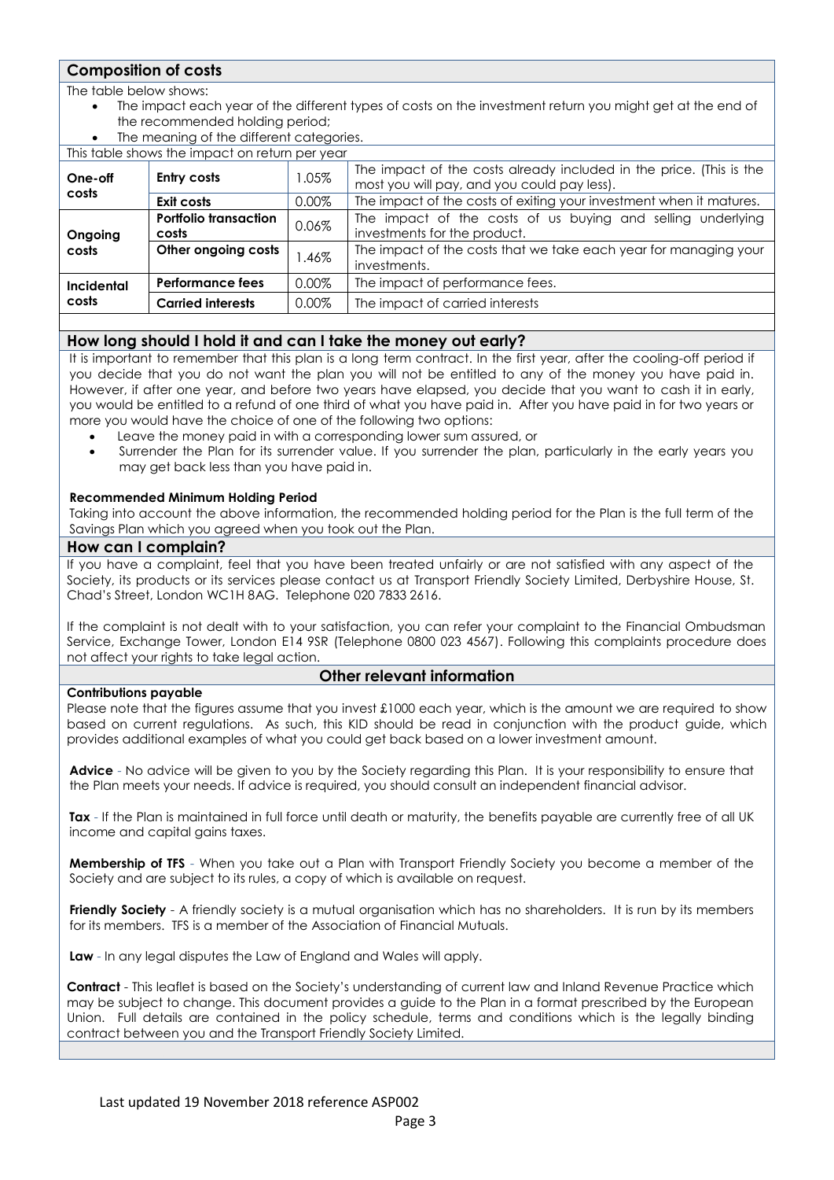## Composition of costs

The table below shows:

- The impact each year of the different types of costs on the investment return you might get at the end of the recommended holding period;
- The meaning of the different categories.

This table shows the impact on return per year

| | | | |
|---|---|---|---|
| **One-off costs** | **Entry costs** | 1.05% | The impact of the costs already included in the price. (This is the most you will pay, and you could pay less). |
| | **Exit costs** | 0.00% | The impact of the costs of exiting your investment when it matures. |
| **Ongoing costs** | **Portfolio transaction costs** | 0.06% | The impact of the costs of us buying and selling underlying investments for the product. |
| | **Other ongoing costs** | 1.46% | The impact of the costs that we take each year for managing your investments. |
| **Incidental costs** | **Performance fees** | 0.00% | The impact of performance fees. |
| | **Carried interests** | 0.00% | The impact of carried interests |

## How long should I hold it and can I take the money out early?

It is important to remember that this plan is a long term contract. In the first year, after the cooling-off period if you decide that you do not want the plan you will not be entitled to any of the money you have paid in. However, if after one year, and before two years have elapsed, you decide that you want to cash it in early, you would be entitled to a refund of one third of what you have paid in. After you have paid in for two years or more you would have the choice of one of the following two options:

- Leave the money paid in with a corresponding lower sum assured, or
- Surrender the Plan for its surrender value. If you surrender the plan, particularly in the early years you may get back less than you have paid in.

**Recommended Minimum Holding Period**

Taking into account the above information, the recommended holding period for the Plan is the full term of the Savings Plan which you agreed when you took out the Plan.

## How can I complain?

If you have a complaint, feel that you have been treated unfairly or are not satisfied with any aspect of the Society, its products or its services please contact us at Transport Friendly Society Limited, Derbyshire House, St. Chad's Street, London WC1H 8AG. Telephone 020 7833 2616.

If the complaint is not dealt with to your satisfaction, you can refer your complaint to the Financial Ombudsman Service, Exchange Tower, London E14 9SR (Telephone 0800 023 4567). Following this complaints procedure does not affect your rights to take legal action.

## Other relevant information

**Contributions payable**

Please note that the figures assume that you invest £1000 each year, which is the amount we are required to show based on current regulations. As such, this KID should be read in conjunction with the product guide, which provides additional examples of what you could get back based on a lower investment amount.

**Advice** - No advice will be given to you by the Society regarding this Plan. It is your responsibility to ensure that the Plan meets your needs. If advice is required, you should consult an independent financial advisor.

**Tax** - If the Plan is maintained in full force until death or maturity, the benefits payable are currently free of all UK income and capital gains taxes.

**Membership of TFS** - When you take out a Plan with Transport Friendly Society you become a member of the Society and are subject to its rules, a copy of which is available on request.

**Friendly Society** - A friendly society is a mutual organisation which has no shareholders. It is run by its members for its members. TFS is a member of the Association of Financial Mutuals.

**Law** - In any legal disputes the Law of England and Wales will apply.

**Contract** - This leaflet is based on the Society's understanding of current law and Inland Revenue Practice which may be subject to change. This document provides a guide to the Plan in a format prescribed by the European Union. Full details are contained in the policy schedule, terms and conditions which is the legally binding contract between you and the Transport Friendly Society Limited.

Last updated 19 November 2018 reference ASP002